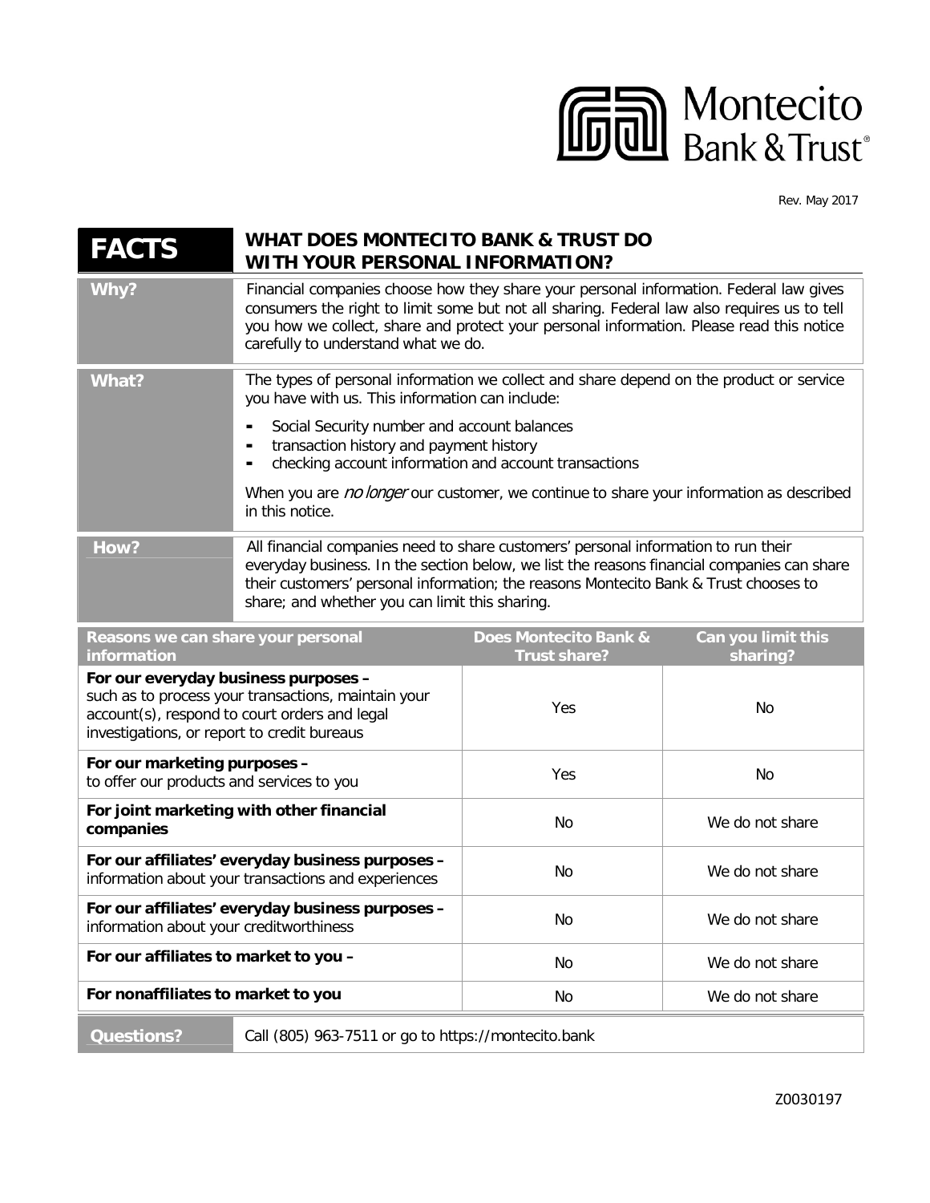# Montecito Bank & Trust

Rev. May 2017

| FACTS | WHAT DOES MONTECITO BANK & TRUST DO WITH YOUR PERSONAL INFORMATION? |
|---|---|
| **Why?** | Financial companies choose how they share your personal information. Federal law gives consumers the right to limit some but not all sharing. Federal law also requires us to tell you how we collect, share and protect your personal information. Please read this notice carefully to understand what we do. |
| **What?** | The types of personal information we collect and share depend on the product or service you have with us. This information can include:<br>- Social Security number and account balances<br>- transaction history and payment history<br>- checking account information and account transactions<br><br>When you are *no longer* our customer, we continue to share your information as described in this notice. |
| **How?** | All financial companies need to share customers' personal information to run their everyday business. In the section below, we list the reasons financial companies can share their customers' personal information; the reasons Montecito Bank & Trust chooses to share; and whether you can limit this sharing. |

| Reasons we can share your personal information | Does Montecito Bank & Trust share? | Can you limit this sharing? |
|---|---|---|
| **For our everyday business purposes –** such as to process your transactions, maintain your account(s), respond to court orders and legal investigations, or report to credit bureaus | Yes | No |
| **For our marketing purposes –** to offer our products and services to you | Yes | No |
| **For joint marketing with other financial companies** | No | We do not share |
| **For our affiliates' everyday business purposes –** information about your transactions and experiences | No | We do not share |
| **For our affiliates' everyday business purposes –** information about your creditworthiness | No | We do not share |
| **For our affiliates to market to you –** | No | We do not share |
| **For nonaffiliates to market to you** | No | We do not share |

| Questions? | Call (805) 963-7511 or go to https://montecito.bank |
|---|---|

Z0030197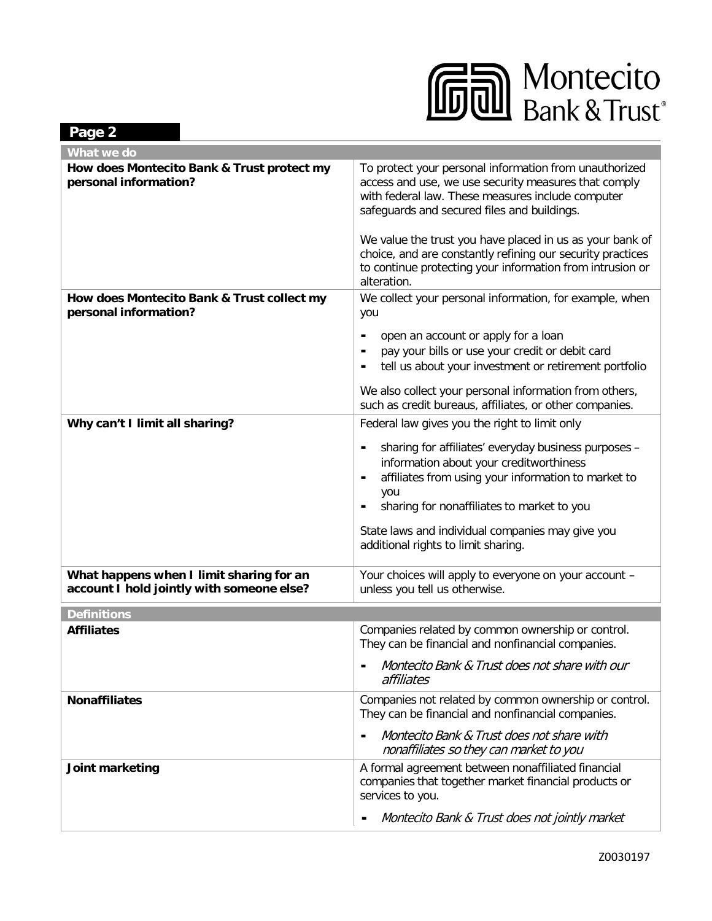Montecito Bank & Trust®

**Page 2**

| What we do | |
|---|---|
| **How does Montecito Bank & Trust protect my personal information?** | To protect your personal information from unauthorized access and use, we use security measures that comply with federal law. These measures include computer safeguards and secured files and buildings.<br><br>We value the trust you have placed in us as your bank of choice, and are constantly refining our security practices to continue protecting your information from intrusion or alteration. |
| **How does Montecito Bank & Trust collect my personal information?** | We collect your personal information, for example, when you<br><br>- open an account or apply for a loan<br>- pay your bills or use your credit or debit card<br>- tell us about your investment or retirement portfolio<br><br>We also collect your personal information from others, such as credit bureaus, affiliates, or other companies. |
| **Why can't I limit all sharing?** | Federal law gives you the right to limit only<br><br>- sharing for affiliates' everyday business purposes – information about your creditworthiness<br>- affiliates from using your information to market to you<br>- sharing for nonaffiliates to market to you<br><br>State laws and individual companies may give you additional rights to limit sharing. |
| **What happens when I limit sharing for an account I hold jointly with someone else?** | Your choices will apply to everyone on your account – unless you tell us otherwise. |

| Definitions | |
|---|---|
| **Affiliates** | Companies related by common ownership or control. They can be financial and nonfinancial companies.<br><br>- *Montecito Bank & Trust does not share with our affiliates* |
| **Nonaffiliates** | Companies not related by common ownership or control. They can be financial and nonfinancial companies.<br><br>- *Montecito Bank & Trust does not share with nonaffiliates so they can market to you* |
| **Joint marketing** | A formal agreement between nonaffiliated financial companies that together market financial products or services to you.<br><br>- *Montecito Bank & Trust does not jointly market* |

Z0030197